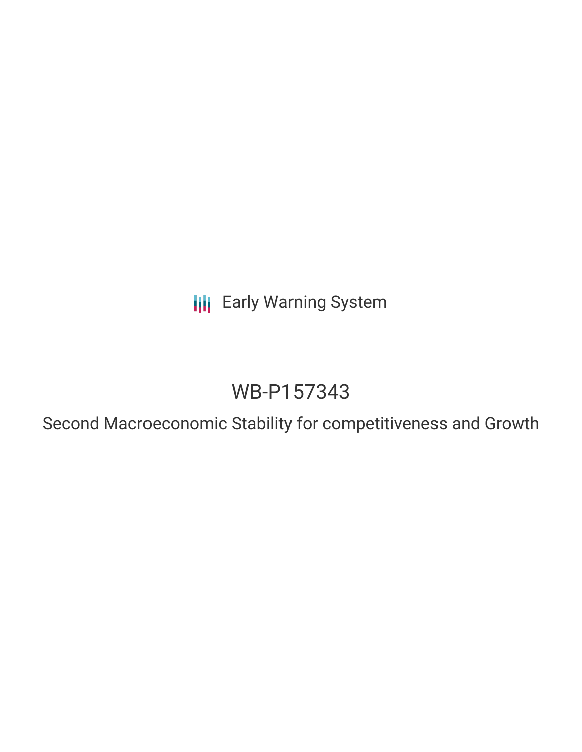Early Warning System

# WB-P157343

## Second Macroeconomic Stability for competitiveness and Growth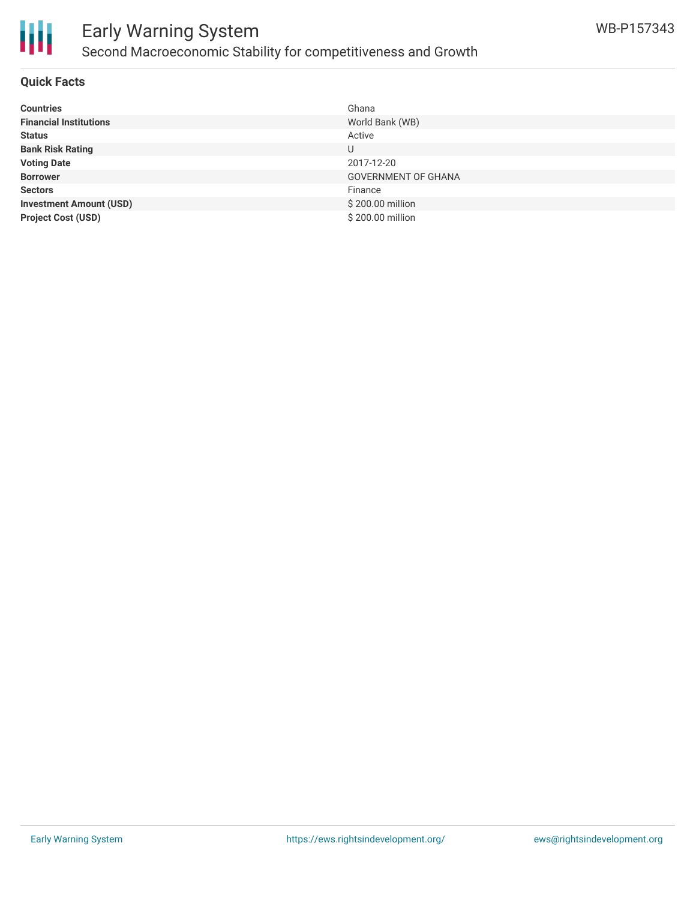# Early Warning System

## Second Macroeconomic Stability for competitiveness and Growth

WB-P157343

### Quick Facts

| | |
|---|---|
| **Countries** | Ghana |
| **Financial Institutions** | World Bank (WB) |
| **Status** | Active |
| **Bank Risk Rating** | U |
| **Voting Date** | 2017-12-20 |
| **Borrower** | GOVERNMENT OF GHANA |
| **Sectors** | Finance |
| **Investment Amount (USD)** | $ 200.00 million |
| **Project Cost (USD)** | $ 200.00 million |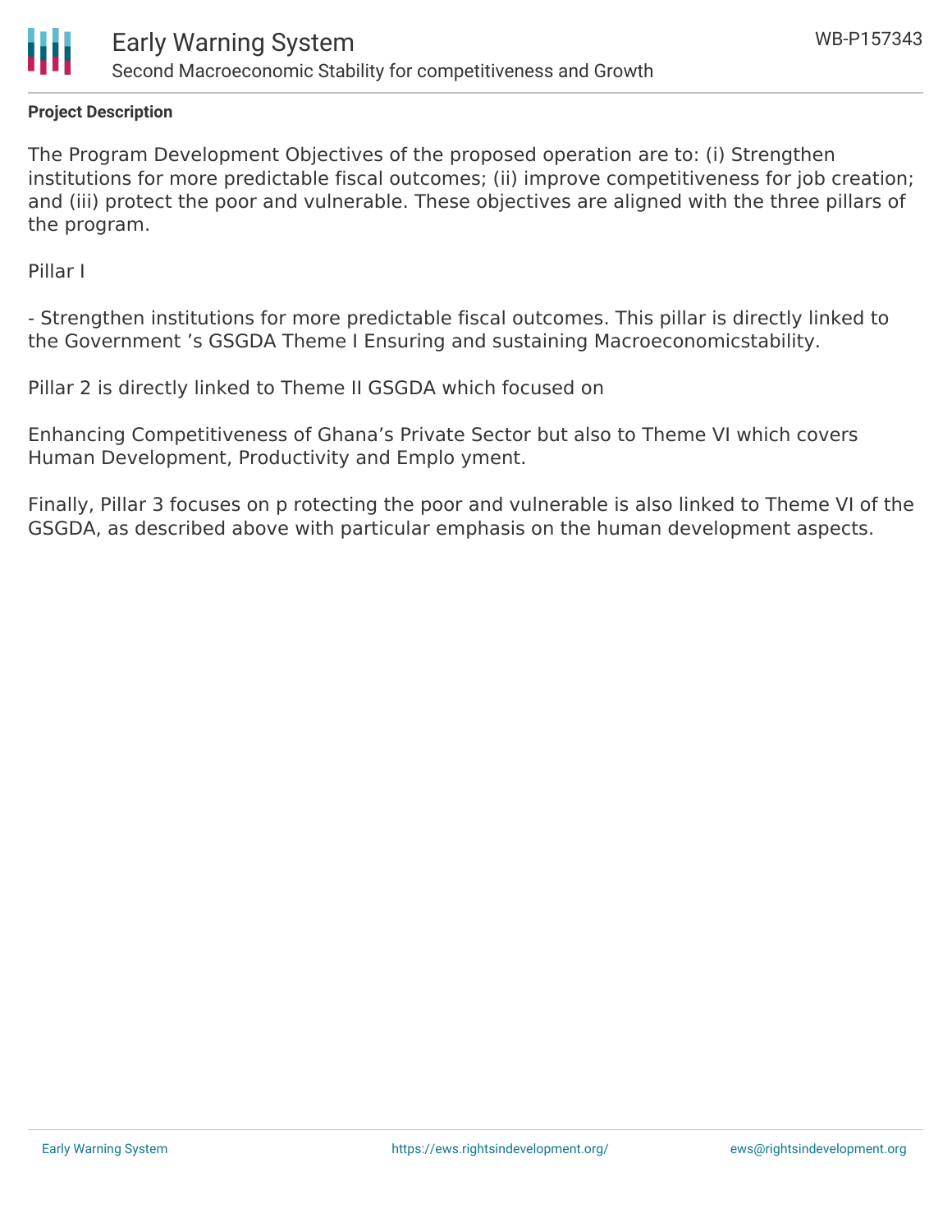**Project Description**

The Program Development Objectives of the proposed operation are to: (i) Strengthen institutions for more predictable fiscal outcomes; (ii) improve competitiveness for job creation; and (iii) protect the poor and vulnerable. These objectives are aligned with the three pillars of the program.

Pillar I

- Strengthen institutions for more predictable fiscal outcomes. This pillar is directly linked to the Government 's GSGDA Theme I Ensuring and sustaining Macroeconomicstability.

Pillar 2 is directly linked to Theme II GSGDA which focused on

Enhancing Competitiveness of Ghana's Private Sector but also to Theme VI which covers Human Development, Productivity and Emplo yment.

Finally, Pillar 3 focuses on p rotecting the poor and vulnerable is also linked to Theme VI of the GSGDA, as described above with particular emphasis on the human development aspects.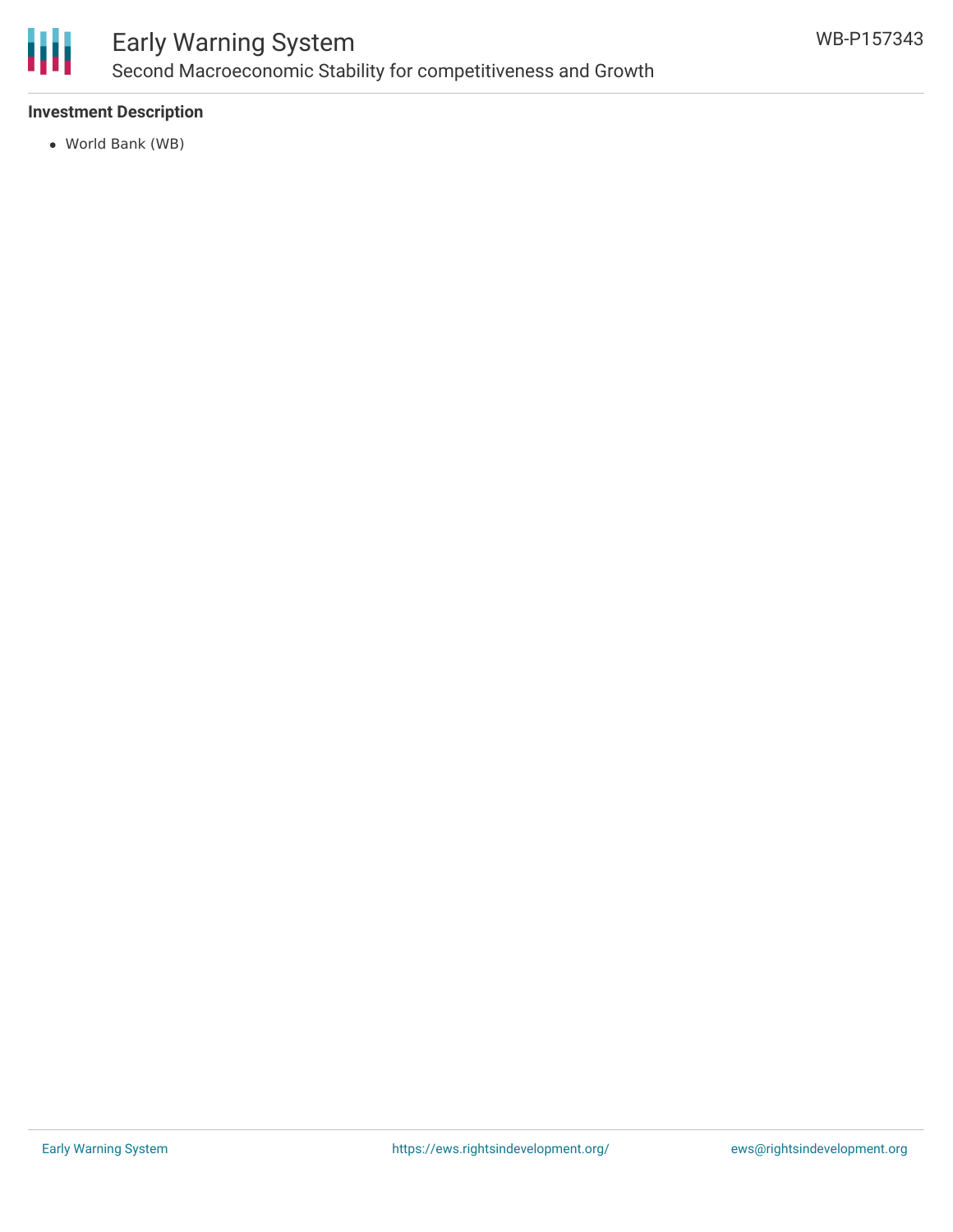**Investment Description**

- World Bank (WB)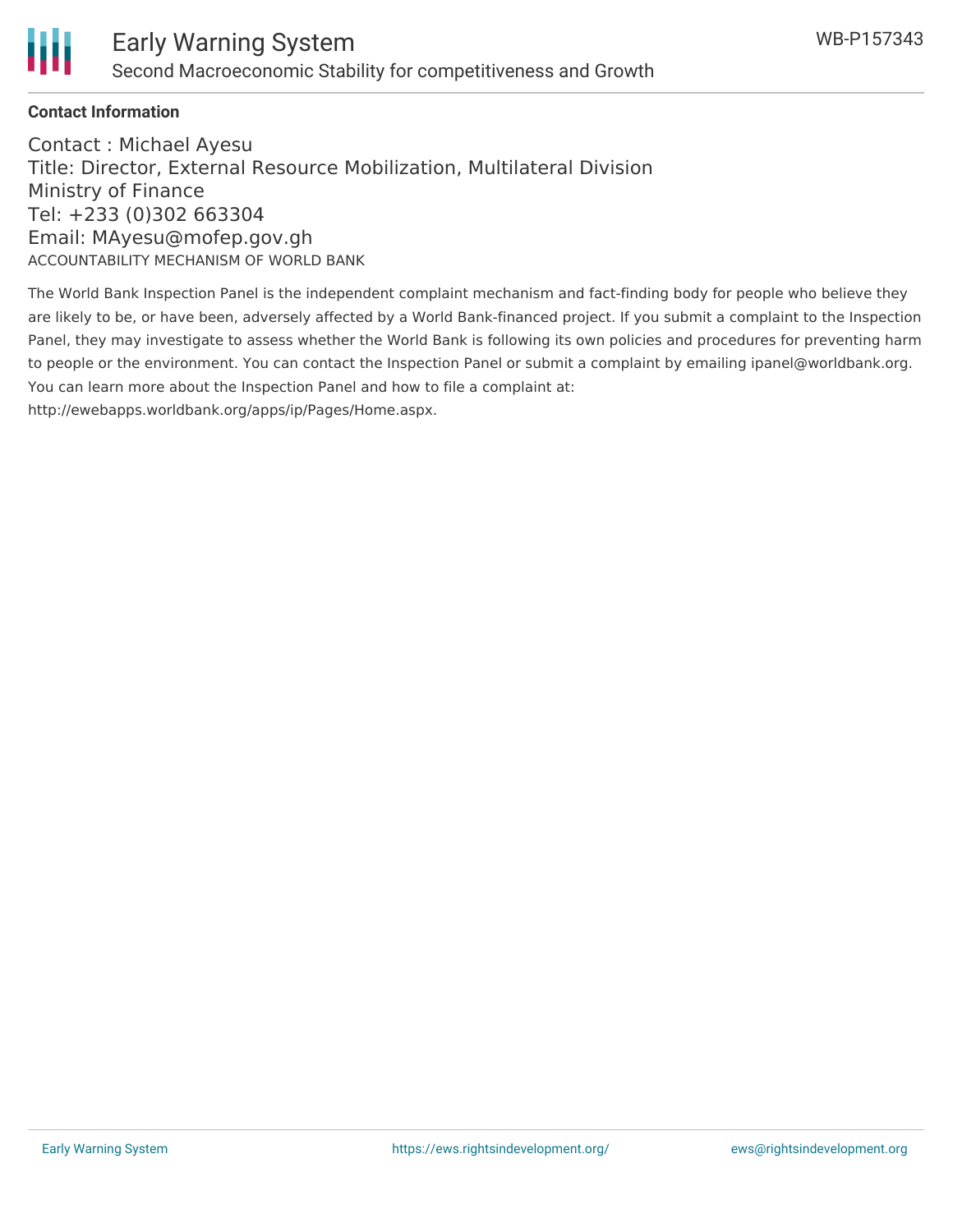**Contact Information**

Contact : Michael Ayesu
Title: Director, External Resource Mobilization, Multilateral Division
Ministry of Finance
Tel: +233 (0)302 663304
Email: MAyesu@mofep.gov.gh

ACCOUNTABILITY MECHANISM OF WORLD BANK

The World Bank Inspection Panel is the independent complaint mechanism and fact-finding body for people who believe they are likely to be, or have been, adversely affected by a World Bank-financed project. If you submit a complaint to the Inspection Panel, they may investigate to assess whether the World Bank is following its own policies and procedures for preventing harm to people or the environment. You can contact the Inspection Panel or submit a complaint by emailing ipanel@worldbank.org. You can learn more about the Inspection Panel and how to file a complaint at: http://ewebapps.worldbank.org/apps/ip/Pages/Home.aspx.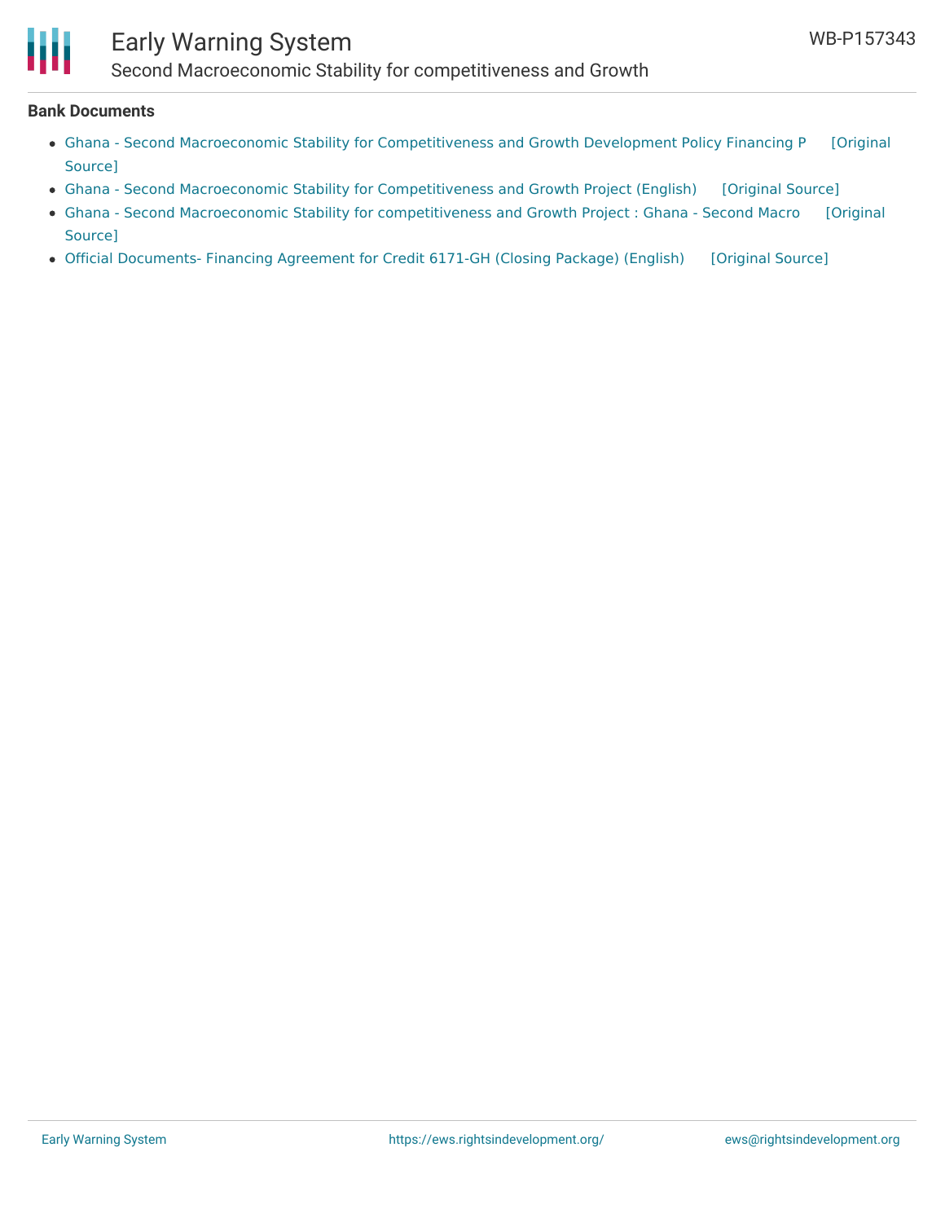**Bank Documents**

- Ghana - Second Macroeconomic Stability for Competitiveness and Growth Development Policy Financing P [Original Source]
- Ghana - Second Macroeconomic Stability for Competitiveness and Growth Project (English) [Original Source]
- Ghana - Second Macroeconomic Stability for competitiveness and Growth Project : Ghana - Second Macro [Original Source]
- Official Documents- Financing Agreement for Credit 6171-GH (Closing Package) (English) [Original Source]